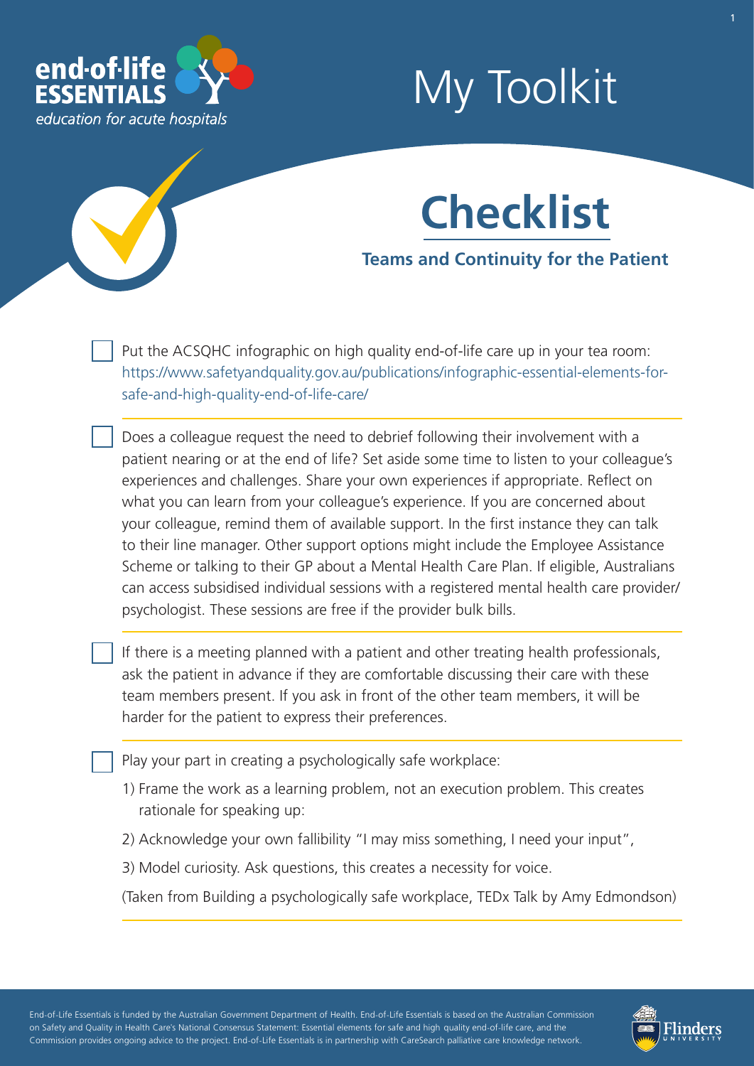end-of-life ESSENTIALS
*education for acute hospitals*

# My Toolkit

## Checklist

### Teams and Continuity for the Patient

- [ ] Put the ACSQHC infographic on high quality end-of-life care up in your tea room: https://www.safetyandquality.gov.au/publications/infographic-essential-elements-for-safe-and-high-quality-end-of-life-care/

- [ ] Does a colleague request the need to debrief following their involvement with a patient nearing or at the end of life? Set aside some time to listen to your colleague's experiences and challenges. Share your own experiences if appropriate. Reflect on what you can learn from your colleague's experience. If you are concerned about your colleague, remind them of available support. In the first instance they can talk to their line manager. Other support options might include the Employee Assistance Scheme or talking to their GP about a Mental Health Care Plan. If eligible, Australians can access subsidised individual sessions with a registered mental health care provider/psychologist. These sessions are free if the provider bulk bills.

- [ ] If there is a meeting planned with a patient and other treating health professionals, ask the patient in advance if they are comfortable discussing their care with these team members present. If you ask in front of the other team members, it will be harder for the patient to express their preferences.

- [ ] Play your part in creating a psychologically safe workplace:

  1) Frame the work as a learning problem, not an execution problem. This creates rationale for speaking up:

  2) Acknowledge your own fallibility "I may miss something, I need your input",

  3) Model curiosity. Ask questions, this creates a necessity for voice.

  (Taken from Building a psychologically safe workplace, TEDx Talk by Amy Edmondson)

End-of-Life Essentials is funded by the Australian Government Department of Health. End-of-Life Essentials is based on the Australian Commission on Safety and Quality in Health Care's National Consensus Statement: Essential elements for safe and high quality end-of-life care, and the Commission provides ongoing advice to the project. End-of-Life Essentials is in partnership with CareSearch palliative care knowledge network.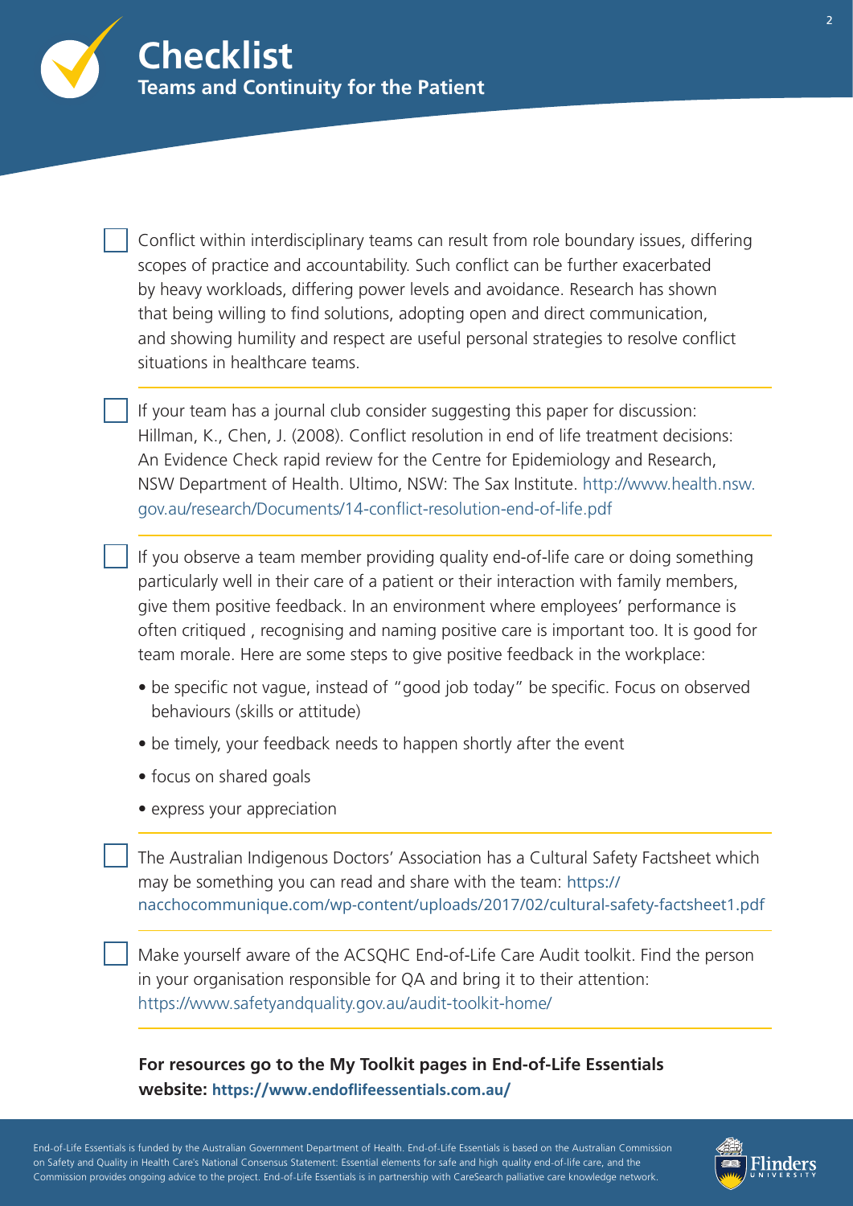# Checklist

## Teams and Continuity for the Patient

- [ ] Conflict within interdisciplinary teams can result from role boundary issues, differing scopes of practice and accountability. Such conflict can be further exacerbated by heavy workloads, differing power levels and avoidance. Research has shown that being willing to find solutions, adopting open and direct communication, and showing humility and respect are useful personal strategies to resolve conflict situations in healthcare teams.

- [ ] If your team has a journal club consider suggesting this paper for discussion: Hillman, K., Chen, J. (2008). Conflict resolution in end of life treatment decisions: An Evidence Check rapid review for the Centre for Epidemiology and Research, NSW Department of Health. Ultimo, NSW: The Sax Institute. http://www.health.nsw.gov.au/research/Documents/14-conflict-resolution-end-of-life.pdf

- [ ] If you observe a team member providing quality end-of-life care or doing something particularly well in their care of a patient or their interaction with family members, give them positive feedback. In an environment where employees' performance is often critiqued , recognising and naming positive care is important too. It is good for team morale. Here are some steps to give positive feedback in the workplace:
  - be specific not vague, instead of "good job today" be specific. Focus on observed behaviours (skills or attitude)
  - be timely, your feedback needs to happen shortly after the event
  - focus on shared goals
  - express your appreciation

- [ ] The Australian Indigenous Doctors' Association has a Cultural Safety Factsheet which may be something you can read and share with the team: https://nacchocommunique.com/wp-content/uploads/2017/02/cultural-safety-factsheet1.pdf

- [ ] Make yourself aware of the ACSQHC End-of-Life Care Audit toolkit. Find the person in your organisation responsible for QA and bring it to their attention: https://www.safetyandquality.gov.au/audit-toolkit-home/

**For resources go to the My Toolkit pages in End-of-Life Essentials website: https://www.endoflifeessentials.com.au/**

End-of-Life Essentials is funded by the Australian Government Department of Health. End-of-Life Essentials is based on the Australian Commission on Safety and Quality in Health Care's National Consensus Statement: Essential elements for safe and high quality end-of-life care, and the Commission provides ongoing advice to the project. End-of-Life Essentials is in partnership with CareSearch palliative care knowledge network.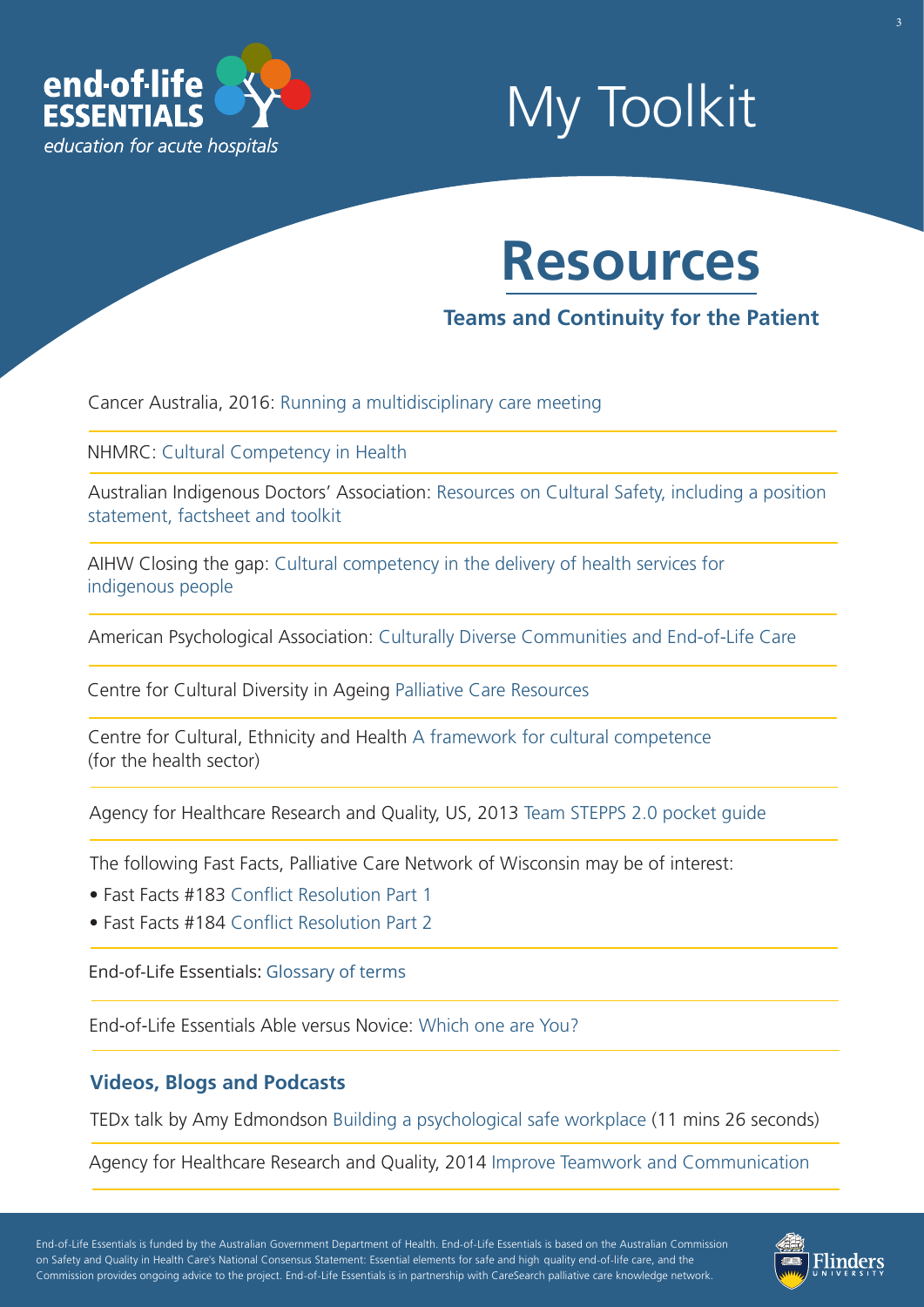end-of-life ESSENTIALS
*education for acute hospitals*

# My Toolkit

## Resources

### Teams and Continuity for the Patient

Cancer Australia, 2016: Running a multidisciplinary care meeting

NHMRC: Cultural Competency in Health

Australian Indigenous Doctors' Association: Resources on Cultural Safety, including a position statement, factsheet and toolkit

AIHW Closing the gap: Cultural competency in the delivery of health services for indigenous people

American Psychological Association: Culturally Diverse Communities and End-of-Life Care

Centre for Cultural Diversity in Ageing Palliative Care Resources

Centre for Cultural, Ethnicity and Health A framework for cultural competence (for the health sector)

Agency for Healthcare Research and Quality, US, 2013 Team STEPPS 2.0 pocket guide

The following Fast Facts, Palliative Care Network of Wisconsin may be of interest:

- Fast Facts #183 Conflict Resolution Part 1
- Fast Facts #184 Conflict Resolution Part 2

End-of-Life Essentials: Glossary of terms

End-of-Life Essentials Able versus Novice: Which one are You?

### Videos, Blogs and Podcasts

TEDx talk by Amy Edmondson Building a psychological safe workplace (11 mins 26 seconds)

Agency for Healthcare Research and Quality, 2014 Improve Teamwork and Communication

End-of-Life Essentials is funded by the Australian Government Department of Health. End-of-Life Essentials is based on the Australian Commission on Safety and Quality in Health Care's National Consensus Statement: Essential elements for safe and high quality end-of-life care, and the Commission provides ongoing advice to the project. End-of-Life Essentials is in partnership with CareSearch palliative care knowledge network.

Flinders UNIVERSITY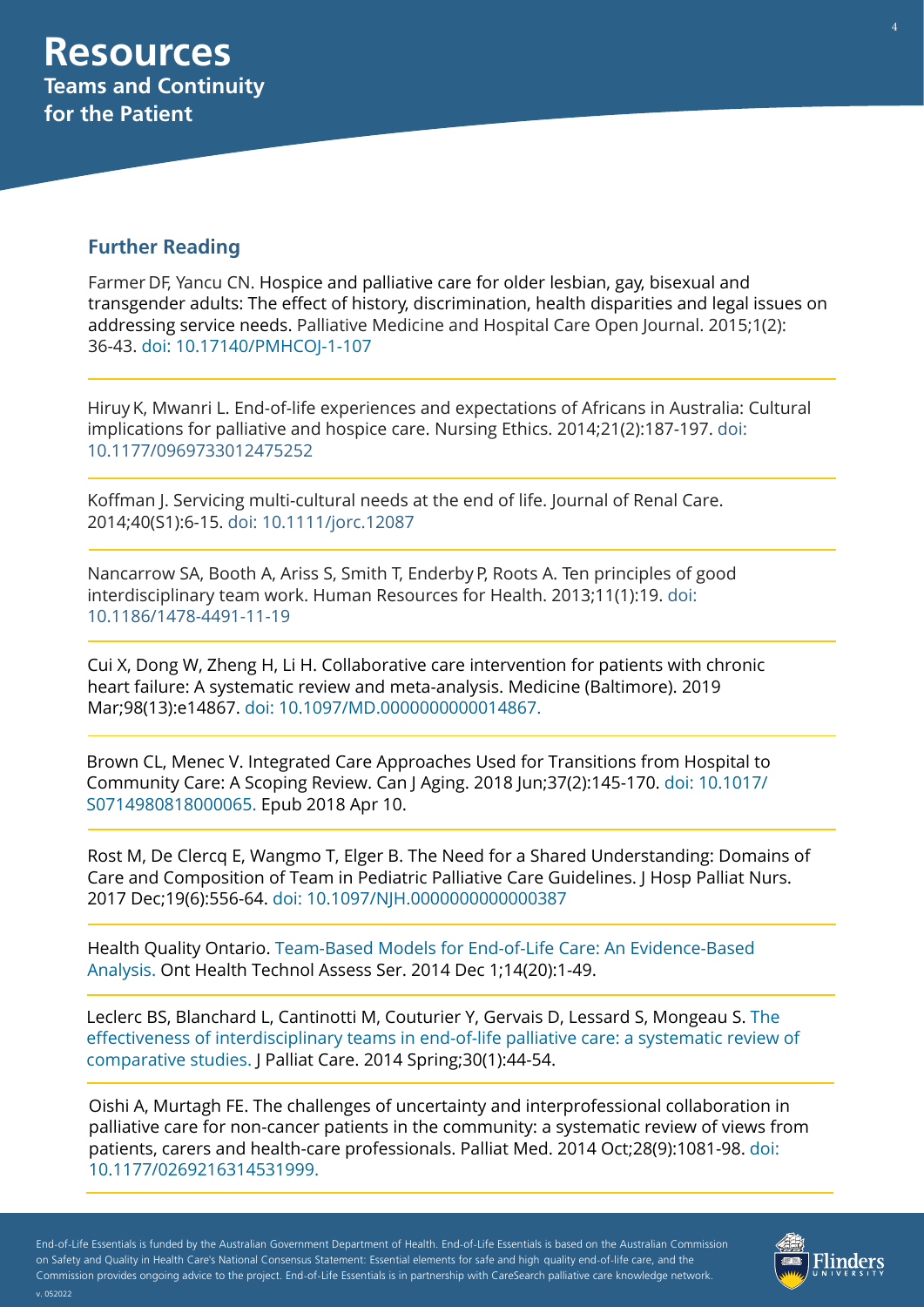# Resources

## Teams and Continuity for the Patient

### Further Reading

Farmer DF, Yancu CN. Hospice and palliative care for older lesbian, gay, bisexual and transgender adults: The effect of history, discrimination, health disparities and legal issues on addressing service needs. Palliative Medicine and Hospital Care Open Journal. 2015;1(2): 36-43. doi: 10.17140/PMHCOJ-1-107

Hiruy K, Mwanri L. End-of-life experiences and expectations of Africans in Australia: Cultural implications for palliative and hospice care. Nursing Ethics. 2014;21(2):187-197. doi: 10.1177/0969733012475252

Koffman J. Servicing multi-cultural needs at the end of life. Journal of Renal Care. 2014;40(S1):6-15. doi: 10.1111/jorc.12087

Nancarrow SA, Booth A, Ariss S, Smith T, Enderby P, Roots A. Ten principles of good interdisciplinary team work. Human Resources for Health. 2013;11(1):19. doi: 10.1186/1478-4491-11-19

Cui X, Dong W, Zheng H, Li H. Collaborative care intervention for patients with chronic heart failure: A systematic review and meta-analysis. Medicine (Baltimore). 2019 Mar;98(13):e14867. doi: 10.1097/MD.0000000000014867.

Brown CL, Menec V. Integrated Care Approaches Used for Transitions from Hospital to Community Care: A Scoping Review. Can J Aging. 2018 Jun;37(2):145-170. doi: 10.1017/S0714980818000065. Epub 2018 Apr 10.

Rost M, De Clercq E, Wangmo T, Elger B. The Need for a Shared Understanding: Domains of Care and Composition of Team in Pediatric Palliative Care Guidelines. J Hosp Palliat Nurs. 2017 Dec;19(6):556-64. doi: 10.1097/NJH.0000000000000387

Health Quality Ontario. Team-Based Models for End-of-Life Care: An Evidence-Based Analysis. Ont Health Technol Assess Ser. 2014 Dec 1;14(20):1-49.

Leclerc BS, Blanchard L, Cantinotti M, Couturier Y, Gervais D, Lessard S, Mongeau S. The effectiveness of interdisciplinary teams in end-of-life palliative care: a systematic review of comparative studies. J Palliat Care. 2014 Spring;30(1):44-54.

Oishi A, Murtagh FE. The challenges of uncertainty and interprofessional collaboration in palliative care for non-cancer patients in the community: a systematic review of views from patients, carers and health-care professionals. Palliat Med. 2014 Oct;28(9):1081-98. doi: 10.1177/0269216314531999.

End-of-Life Essentials is funded by the Australian Government Department of Health. End-of-Life Essentials is based on the Australian Commission on Safety and Quality in Health Care's National Consensus Statement: Essential elements for safe and high quality end-of-life care, and the Commission provides ongoing advice to the project. End-of-Life Essentials is in partnership with CareSearch palliative care knowledge network.

v. 052022